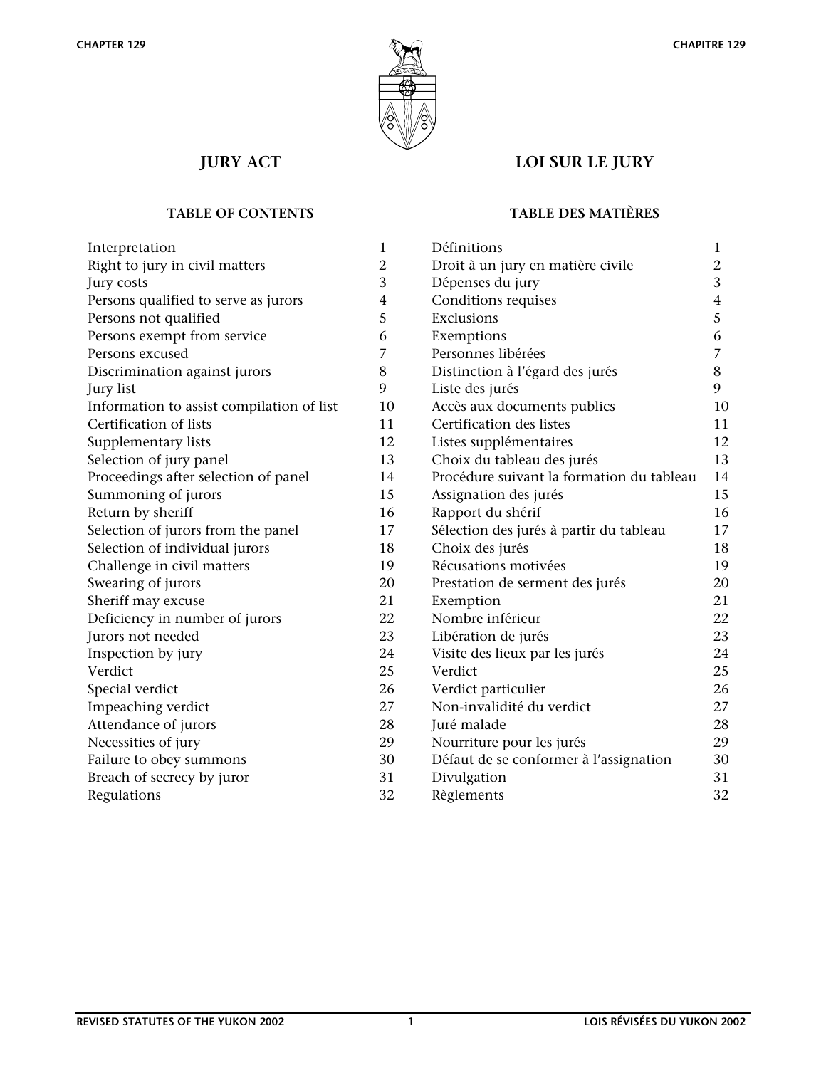CHAPTER 129 — CHAPITRE 129

# JURY ACT

# LOI SUR LE JURY

## TABLE OF CONTENTS

| | |
|---|---|
| Interpretation | 1 |
| Right to jury in civil matters | 2 |
| Jury costs | 3 |
| Persons qualified to serve as jurors | 4 |
| Persons not qualified | 5 |
| Persons exempt from service | 6 |
| Persons excused | 7 |
| Discrimination against jurors | 8 |
| Jury list | 9 |
| Information to assist compilation of list | 10 |
| Certification of lists | 11 |
| Supplementary lists | 12 |
| Selection of jury panel | 13 |
| Proceedings after selection of panel | 14 |
| Summoning of jurors | 15 |
| Return by sheriff | 16 |
| Selection of jurors from the panel | 17 |
| Selection of individual jurors | 18 |
| Challenge in civil matters | 19 |
| Swearing of jurors | 20 |
| Sheriff may excuse | 21 |
| Deficiency in number of jurors | 22 |
| Jurors not needed | 23 |
| Inspection by jury | 24 |
| Verdict | 25 |
| Special verdict | 26 |
| Impeaching verdict | 27 |
| Attendance of jurors | 28 |
| Necessities of jury | 29 |
| Failure to obey summons | 30 |
| Breach of secrecy by juror | 31 |
| Regulations | 32 |

## TABLE DES MATIÈRES

| | |
|---|---|
| Définitions | 1 |
| Droit à un jury en matière civile | 2 |
| Dépenses du jury | 3 |
| Conditions requises | 4 |
| Exclusions | 5 |
| Exemptions | 6 |
| Personnes libérées | 7 |
| Distinction à l'égard des jurés | 8 |
| Liste des jurés | 9 |
| Accès aux documents publics | 10 |
| Certification des listes | 11 |
| Listes supplémentaires | 12 |
| Choix du tableau des jurés | 13 |
| Procédure suivant la formation du tableau | 14 |
| Assignation des jurés | 15 |
| Rapport du shérif | 16 |
| Sélection des jurés à partir du tableau | 17 |
| Choix des jurés | 18 |
| Récusations motivées | 19 |
| Prestation de serment des jurés | 20 |
| Exemption | 21 |
| Nombre inférieur | 22 |
| Libération de jurés | 23 |
| Visite des lieux par les jurés | 24 |
| Verdict | 25 |
| Verdict particulier | 26 |
| Non-invalidité du verdict | 27 |
| Juré malade | 28 |
| Nourriture pour les jurés | 29 |
| Défaut de se conformer à l'assignation | 30 |
| Divulgation | 31 |
| Règlements | 32 |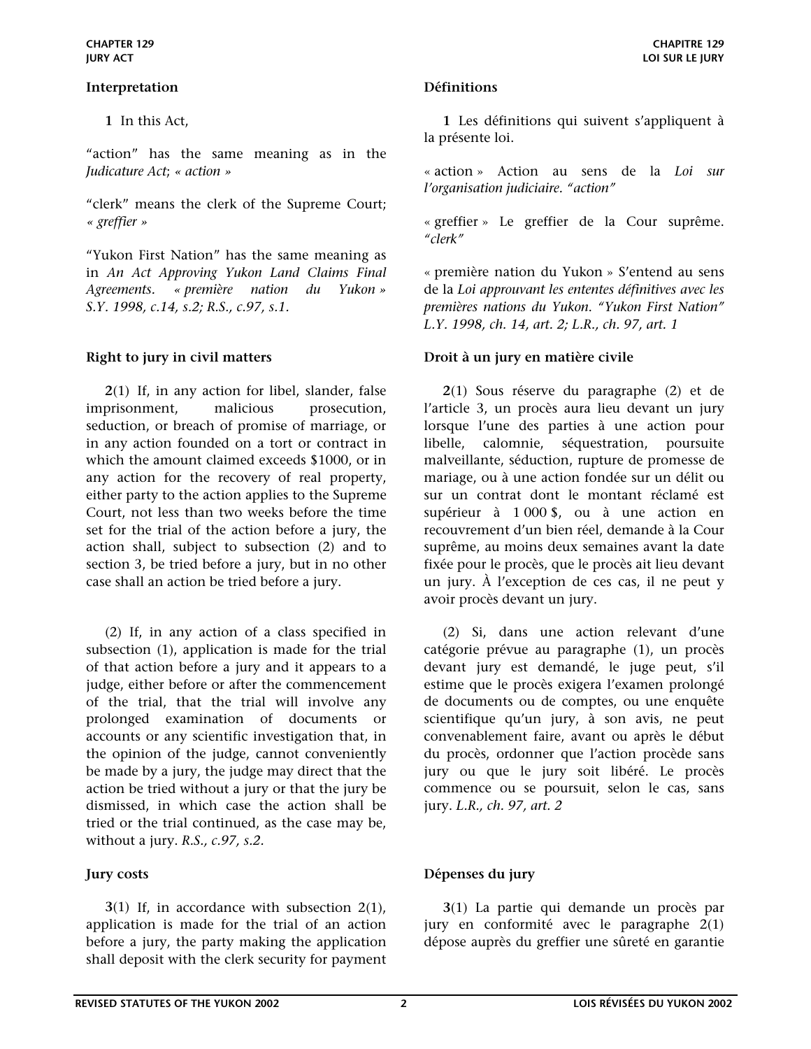### Interpretation

**1** In this Act,

"action" has the same meaning as in the *Judicature Act*; *« action »*

"clerk" means the clerk of the Supreme Court; *« greffier »*

"Yukon First Nation" has the same meaning as in *An Act Approving Yukon Land Claims Final Agreements*. *« première nation du Yukon » S.Y. 1998, c.14, s.2; R.S., c.97, s.1.*

### Right to jury in civil matters

**2**(1) If, in any action for libel, slander, false imprisonment, malicious prosecution, seduction, or breach of promise of marriage, or in any action founded on a tort or contract in which the amount claimed exceeds $1000, or in any action for the recovery of real property, either party to the action applies to the Supreme Court, not less than two weeks before the time set for the trial of the action before a jury, the action shall, subject to subsection (2) and to section 3, be tried before a jury, but in no other case shall an action be tried before a jury.

(2) If, in any action of a class specified in subsection (1), application is made for the trial of that action before a jury and it appears to a judge, either before or after the commencement of the trial, that the trial will involve any prolonged examination of documents or accounts or any scientific investigation that, in the opinion of the judge, cannot conveniently be made by a jury, the judge may direct that the action be tried without a jury or that the jury be dismissed, in which case the action shall be tried or the trial continued, as the case may be, without a jury. *R.S., c.97, s.2.*

### Jury costs

**3**(1) If, in accordance with subsection 2(1), application is made for the trial of an action before a jury, the party making the application shall deposit with the clerk security for payment

### Définitions

**1** Les définitions qui suivent s'appliquent à la présente loi.

« action » Action au sens de la *Loi sur l'organisation judiciaire*. *"action"*

« greffier » Le greffier de la Cour suprême. *"clerk"*

« première nation du Yukon » S'entend au sens de la *Loi approuvant les ententes définitives avec les premières nations du Yukon*. *"Yukon First Nation" L.Y. 1998, ch. 14, art. 2; L.R., ch. 97, art. 1*

### Droit à un jury en matière civile

**2**(1) Sous réserve du paragraphe (2) et de l'article 3, un procès aura lieu devant un jury lorsque l'une des parties à une action pour libelle, calomnie, séquestration, poursuite malveillante, séduction, rupture de promesse de mariage, ou à une action fondée sur un délit ou sur un contrat dont le montant réclamé est supérieur à 1 000 $, ou à une action en recouvrement d'un bien réel, demande à la Cour suprême, au moins deux semaines avant la date fixée pour le procès, que le procès ait lieu devant un jury. À l'exception de ces cas, il ne peut y avoir procès devant un jury.

(2) Si, dans une action relevant d'une catégorie prévue au paragraphe (1), un procès devant jury est demandé, le juge peut, s'il estime que le procès exigera l'examen prolongé de documents ou de comptes, ou une enquête scientifique qu'un jury, à son avis, ne peut convenablement faire, avant ou après le début du procès, ordonner que l'action procède sans jury ou que le jury soit libéré. Le procès commence ou se poursuit, selon le cas, sans jury. *L.R., ch. 97, art. 2*

### Dépenses du jury

**3**(1) La partie qui demande un procès par jury en conformité avec le paragraphe 2(1) dépose auprès du greffier une sûreté en garantie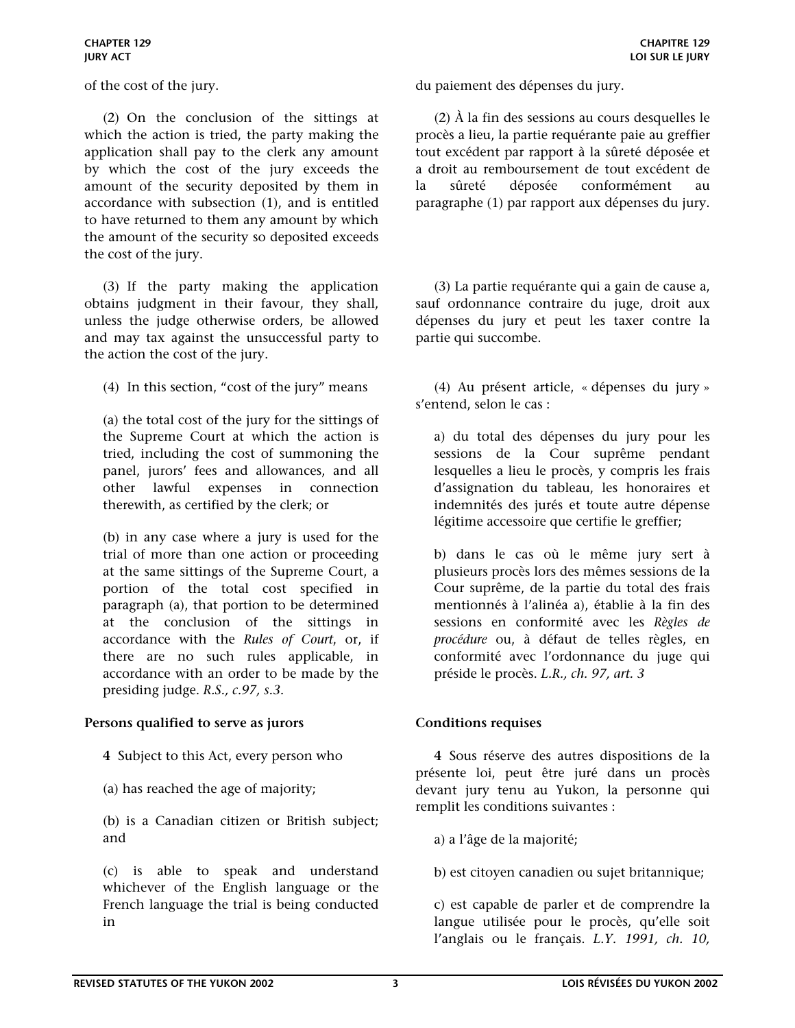of the cost of the jury.

(2) On the conclusion of the sittings at which the action is tried, the party making the application shall pay to the clerk any amount by which the cost of the jury exceeds the amount of the security deposited by them in accordance with subsection (1), and is entitled to have returned to them any amount by which the amount of the security so deposited exceeds the cost of the jury.

(3) If the party making the application obtains judgment in their favour, they shall, unless the judge otherwise orders, be allowed and may tax against the unsuccessful party to the action the cost of the jury.

(4) In this section, "cost of the jury" means

(a) the total cost of the jury for the sittings of the Supreme Court at which the action is tried, including the cost of summoning the panel, jurors' fees and allowances, and all other lawful expenses in connection therewith, as certified by the clerk; or

(b) in any case where a jury is used for the trial of more than one action or proceeding at the same sittings of the Supreme Court, a portion of the total cost specified in paragraph (a), that portion to be determined at the conclusion of the sittings in accordance with the *Rules of Court*, or, if there are no such rules applicable, in accordance with an order to be made by the presiding judge. *R.S., c.97, s.3*.

**Persons qualified to serve as jurors**

**4** Subject to this Act, every person who

(a) has reached the age of majority;

(b) is a Canadian citizen or British subject; and

(c) is able to speak and understand whichever of the English language or the French language the trial is being conducted in

du paiement des dépenses du jury.

(2) À la fin des sessions au cours desquelles le procès a lieu, la partie requérante paie au greffier tout excédent par rapport à la sûreté déposée et a droit au remboursement de tout excédent de la sûreté déposée conformément au paragraphe (1) par rapport aux dépenses du jury.

(3) La partie requérante qui a gain de cause a, sauf ordonnance contraire du juge, droit aux dépenses du jury et peut les taxer contre la partie qui succombe.

(4) Au présent article, « dépenses du jury » s'entend, selon le cas :

a) du total des dépenses du jury pour les sessions de la Cour suprême pendant lesquelles a lieu le procès, y compris les frais d'assignation du tableau, les honoraires et indemnités des jurés et toute autre dépense légitime accessoire que certifie le greffier;

b) dans le cas où le même jury sert à plusieurs procès lors des mêmes sessions de la Cour suprême, de la partie du total des frais mentionnés à l'alinéa a), établie à la fin des sessions en conformité avec les *Règles de procédure* ou, à défaut de telles règles, en conformité avec l'ordonnance du juge qui préside le procès. *L.R., ch. 97, art. 3*

**Conditions requises**

**4** Sous réserve des autres dispositions de la présente loi, peut être juré dans un procès devant jury tenu au Yukon, la personne qui remplit les conditions suivantes :

a) a l'âge de la majorité;

b) est citoyen canadien ou sujet britannique;

c) est capable de parler et de comprendre la langue utilisée pour le procès, qu'elle soit l'anglais ou le français. *L.Y. 1991, ch. 10,*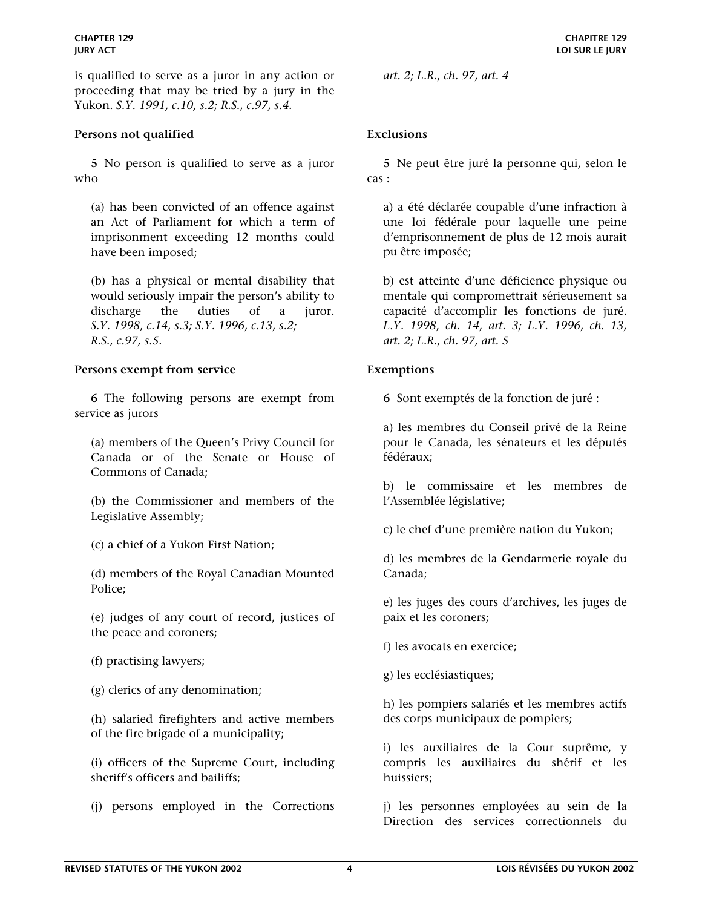is qualified to serve as a juror in any action or proceeding that may be tried by a jury in the Yukon. *S.Y. 1991, c.10, s.2; R.S., c.97, s.4.*

**Persons not qualified**

**5** No person is qualified to serve as a juror who

(a) has been convicted of an offence against an Act of Parliament for which a term of imprisonment exceeding 12 months could have been imposed;

(b) has a physical or mental disability that would seriously impair the person's ability to discharge the duties of a juror. *S.Y. 1998, c.14, s.3; S.Y. 1996, c.13, s.2; R.S., c.97, s.5.*

**Persons exempt from service**

**6** The following persons are exempt from service as jurors

(a) members of the Queen's Privy Council for Canada or of the Senate or House of Commons of Canada;

(b) the Commissioner and members of the Legislative Assembly;

(c) a chief of a Yukon First Nation;

(d) members of the Royal Canadian Mounted Police;

(e) judges of any court of record, justices of the peace and coroners;

(f) practising lawyers;

(g) clerics of any denomination;

(h) salaried firefighters and active members of the fire brigade of a municipality;

(i) officers of the Supreme Court, including sheriff's officers and bailiffs;

(j) persons employed in the Corrections

*art. 2; L.R., ch. 97, art. 4*

**Exclusions**

**5** Ne peut être juré la personne qui, selon le cas :

a) a été déclarée coupable d'une infraction à une loi fédérale pour laquelle une peine d'emprisonnement de plus de 12 mois aurait pu être imposée;

b) est atteinte d'une déficience physique ou mentale qui compromettrait sérieusement sa capacité d'accomplir les fonctions de juré. *L.Y. 1998, ch. 14, art. 3; L.Y. 1996, ch. 13, art. 2; L.R., ch. 97, art. 5*

**Exemptions**

**6** Sont exemptés de la fonction de juré :

a) les membres du Conseil privé de la Reine pour le Canada, les sénateurs et les députés fédéraux;

b) le commissaire et les membres de l'Assemblée législative;

c) le chef d'une première nation du Yukon;

d) les membres de la Gendarmerie royale du Canada;

e) les juges des cours d'archives, les juges de paix et les coroners;

f) les avocats en exercice;

g) les ecclésiastiques;

h) les pompiers salariés et les membres actifs des corps municipaux de pompiers;

i) les auxiliaires de la Cour suprême, y compris les auxiliaires du shérif et les huissiers;

j) les personnes employées au sein de la Direction des services correctionnels du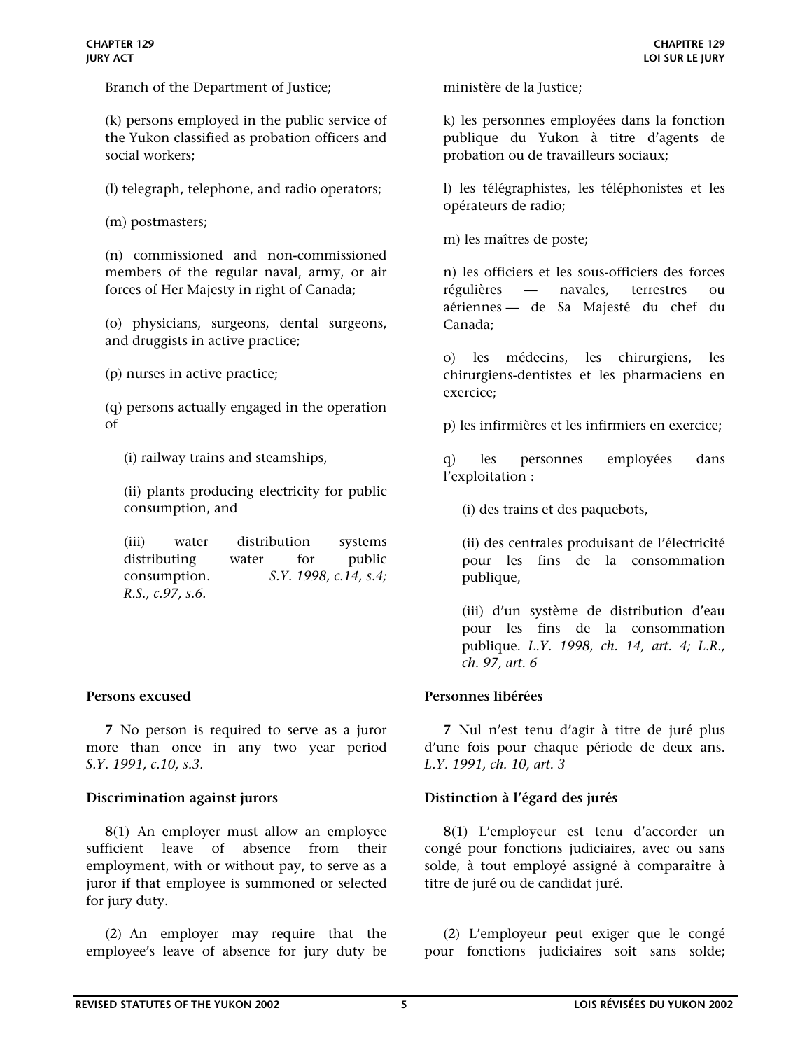Branch of the Department of Justice;

(k) persons employed in the public service of the Yukon classified as probation officers and social workers;

(l) telegraph, telephone, and radio operators;

(m) postmasters;

(n) commissioned and non-commissioned members of the regular naval, army, or air forces of Her Majesty in right of Canada;

(o) physicians, surgeons, dental surgeons, and druggists in active practice;

(p) nurses in active practice;

(q) persons actually engaged in the operation of

(i) railway trains and steamships,

(ii) plants producing electricity for public consumption, and

(iii) water distribution systems distributing water for public consumption. *S.Y. 1998, c.14, s.4; R.S., c.97, s.6.*

ministère de la Justice;

k) les personnes employées dans la fonction publique du Yukon à titre d'agents de probation ou de travailleurs sociaux;

l) les télégraphistes, les téléphonistes et les opérateurs de radio;

m) les maîtres de poste;

n) les officiers et les sous-officiers des forces régulières — navales, terrestres ou aériennes — de Sa Majesté du chef du Canada;

o) les médecins, les chirurgiens, les chirurgiens-dentistes et les pharmaciens en exercice;

p) les infirmières et les infirmiers en exercice;

q) les personnes employées dans l'exploitation :

(i) des trains et des paquebots,

(ii) des centrales produisant de l'électricité pour les fins de la consommation publique,

(iii) d'un système de distribution d'eau pour les fins de la consommation publique. *L.Y. 1998, ch. 14, art. 4; L.R., ch. 97, art. 6*

**Persons excused**

**7** No person is required to serve as a juror more than once in any two year period *S.Y. 1991, c.10, s.3.*

**Personnes libérées**

**7** Nul n'est tenu d'agir à titre de juré plus d'une fois pour chaque période de deux ans. *L.Y. 1991, ch. 10, art. 3*

**Discrimination against jurors**

**8**(1) An employer must allow an employee sufficient leave of absence from their employment, with or without pay, to serve as a juror if that employee is summoned or selected for jury duty.

(2) An employer may require that the employee's leave of absence for jury duty be

**Distinction à l'égard des jurés**

**8**(1) L'employeur est tenu d'accorder un congé pour fonctions judiciaires, avec ou sans solde, à tout employé assigné à comparaître à titre de juré ou de candidat juré.

(2) L'employeur peut exiger que le congé pour fonctions judiciaires soit sans solde;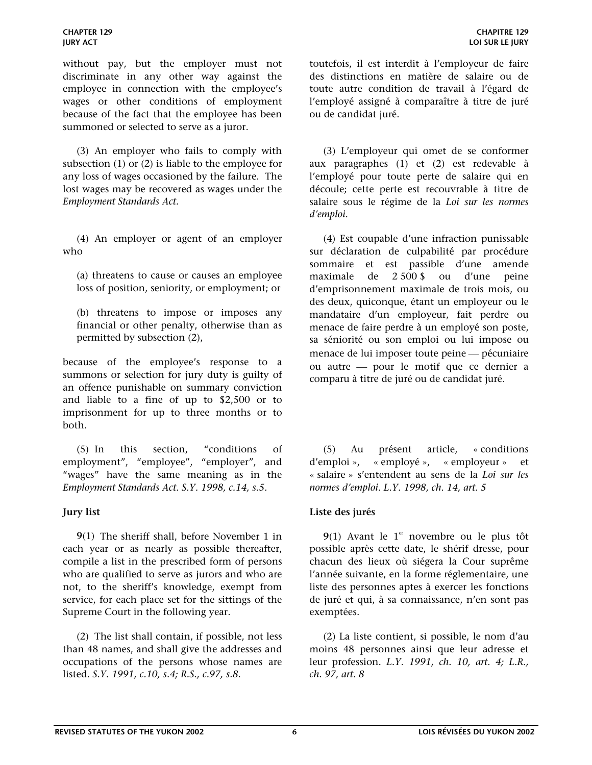without pay, but the employer must not discriminate in any other way against the employee in connection with the employee's wages or other conditions of employment because of the fact that the employee has been summoned or selected to serve as a juror.

(3) An employer who fails to comply with subsection (1) or (2) is liable to the employee for any loss of wages occasioned by the failure. The lost wages may be recovered as wages under the *Employment Standards Act.*

(4) An employer or agent of an employer who

(a) threatens to cause or causes an employee loss of position, seniority, or employment; or

(b) threatens to impose or imposes any financial or other penalty, otherwise than as permitted by subsection (2),

because of the employee's response to a summons or selection for jury duty is guilty of an offence punishable on summary conviction and liable to a fine of up to $2,500 or to imprisonment for up to three months or to both.

(5) In this section, "conditions of employment", "employee", "employer", and "wages" have the same meaning as in the *Employment Standards Act. S.Y. 1998, c.14, s.5.*

**Jury list**

**9**(1) The sheriff shall, before November 1 in each year or as nearly as possible thereafter, compile a list in the prescribed form of persons who are qualified to serve as jurors and who are not, to the sheriff's knowledge, exempt from service, for each place set for the sittings of the Supreme Court in the following year.

(2) The list shall contain, if possible, not less than 48 names, and shall give the addresses and occupations of the persons whose names are listed. *S.Y. 1991, c.10, s.4; R.S., c.97, s.8.*

toutefois, il est interdit à l'employeur de faire des distinctions en matière de salaire ou de toute autre condition de travail à l'égard de l'employé assigné à comparaître à titre de juré ou de candidat juré.

(3) L'employeur qui omet de se conformer aux paragraphes (1) et (2) est redevable à l'employé pour toute perte de salaire qui en découle; cette perte est recouvrable à titre de salaire sous le régime de la *Loi sur les normes d'emploi*.

(4) Est coupable d'une infraction punissable sur déclaration de culpabilité par procédure sommaire et est passible d'une amende maximale de 2 500 $ ou d'une peine d'emprisonnement maximale de trois mois, ou des deux, quiconque, étant un employeur ou le mandataire d'un employeur, fait perdre ou menace de faire perdre à un employé son poste, sa séniorité ou son emploi ou lui impose ou menace de lui imposer toute peine — pécuniaire ou autre — pour le motif que ce dernier a comparu à titre de juré ou de candidat juré.

(5) Au présent article, « conditions d'emploi », « employé », « employeur » et « salaire » s'entendent au sens de la *Loi sur les normes d'emploi. L.Y. 1998, ch. 14, art. 5*

**Liste des jurés**

**9**(1) Avant le 1er novembre ou le plus tôt possible après cette date, le shérif dresse, pour chacun des lieux où siégera la Cour suprême l'année suivante, en la forme réglementaire, une liste des personnes aptes à exercer les fonctions de juré et qui, à sa connaissance, n'en sont pas exemptées.

(2) La liste contient, si possible, le nom d'au moins 48 personnes ainsi que leur adresse et leur profession. *L.Y. 1991, ch. 10, art. 4; L.R., ch. 97, art. 8*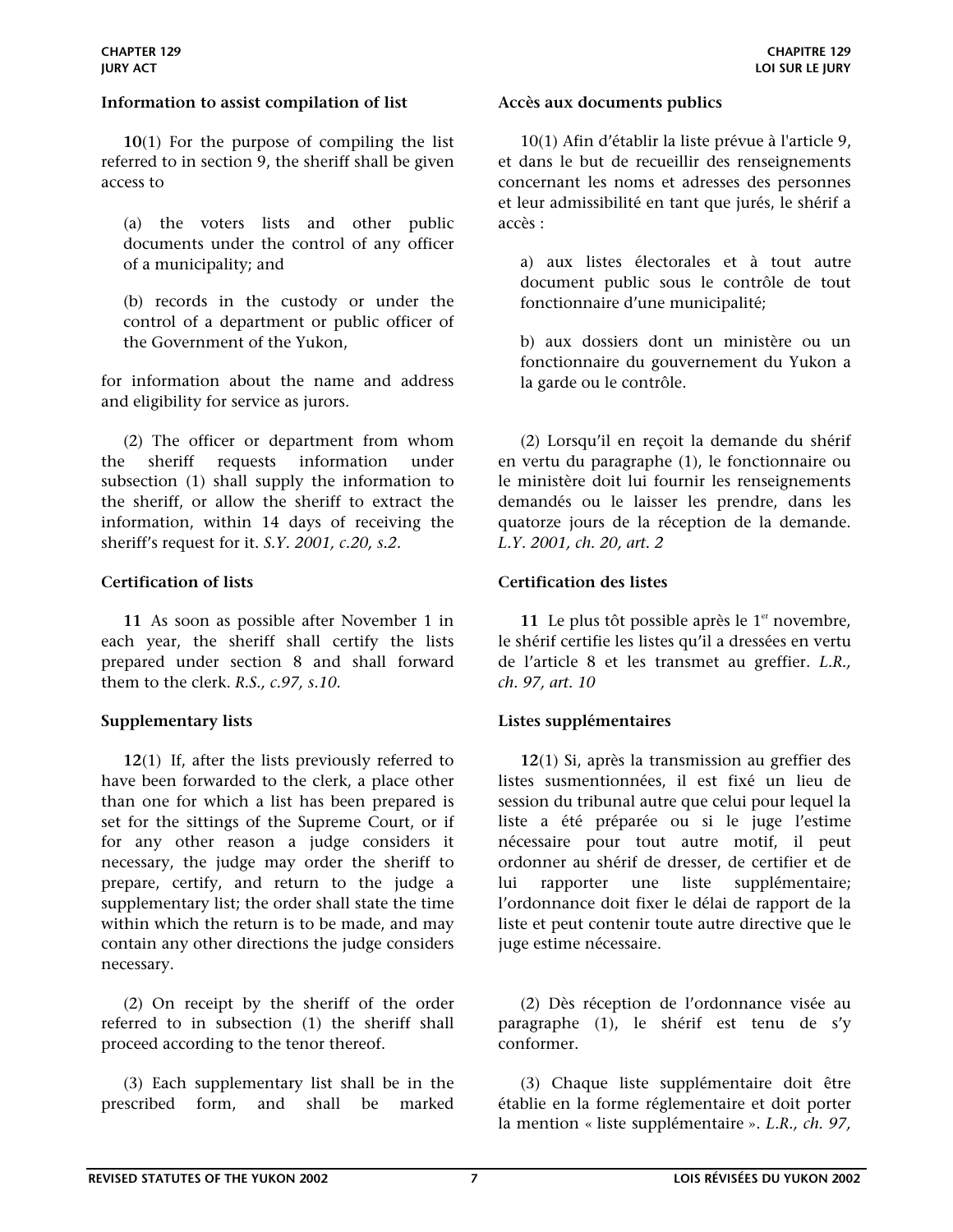### Information to assist compilation of list

**10**(1) For the purpose of compiling the list referred to in section 9, the sheriff shall be given access to

(a) the voters lists and other public documents under the control of any officer of a municipality; and

(b) records in the custody or under the control of a department or public officer of the Government of the Yukon,

for information about the name and address and eligibility for service as jurors.

(2) The officer or department from whom the sheriff requests information under subsection (1) shall supply the information to the sheriff, or allow the sheriff to extract the information, within 14 days of receiving the sheriff's request for it. *S.Y. 2001, c.20, s.2.*

### Certification of lists

**11** As soon as possible after November 1 in each year, the sheriff shall certify the lists prepared under section 8 and shall forward them to the clerk. *R.S., c.97, s.10.*

### Supplementary lists

**12**(1) If, after the lists previously referred to have been forwarded to the clerk, a place other than one for which a list has been prepared is set for the sittings of the Supreme Court, or if for any other reason a judge considers it necessary, the judge may order the sheriff to prepare, certify, and return to the judge a supplementary list; the order shall state the time within which the return is to be made, and may contain any other directions the judge considers necessary.

(2) On receipt by the sheriff of the order referred to in subsection (1) the sheriff shall proceed according to the tenor thereof.

(3) Each supplementary list shall be in the prescribed form, and shall be marked

### Accès aux documents publics

10(1) Afin d'établir la liste prévue à l'article 9, et dans le but de recueillir des renseignements concernant les noms et adresses des personnes et leur admissibilité en tant que jurés, le shérif a accès :

a) aux listes électorales et à tout autre document public sous le contrôle de tout fonctionnaire d'une municipalité;

b) aux dossiers dont un ministère ou un fonctionnaire du gouvernement du Yukon a la garde ou le contrôle.

(2) Lorsqu'il en reçoit la demande du shérif en vertu du paragraphe (1), le fonctionnaire ou le ministère doit lui fournir les renseignements demandés ou le laisser les prendre, dans les quatorze jours de la réception de la demande. *L.Y. 2001, ch. 20, art. 2*

### Certification des listes

**11** Le plus tôt possible après le 1er novembre, le shérif certifie les listes qu'il a dressées en vertu de l'article 8 et les transmet au greffier. *L.R., ch. 97, art. 10*

### Listes supplémentaires

**12**(1) Si, après la transmission au greffier des listes susmentionnées, il est fixé un lieu de session du tribunal autre que celui pour lequel la liste a été préparée ou si le juge l'estime nécessaire pour tout autre motif, il peut ordonner au shérif de dresser, de certifier et de lui rapporter une liste supplémentaire; l'ordonnance doit fixer le délai de rapport de la liste et peut contenir toute autre directive que le juge estime nécessaire.

(2) Dès réception de l'ordonnance visée au paragraphe (1), le shérif est tenu de s'y conformer.

(3) Chaque liste supplémentaire doit être établie en la forme réglementaire et doit porter la mention « liste supplémentaire ». *L.R., ch. 97,*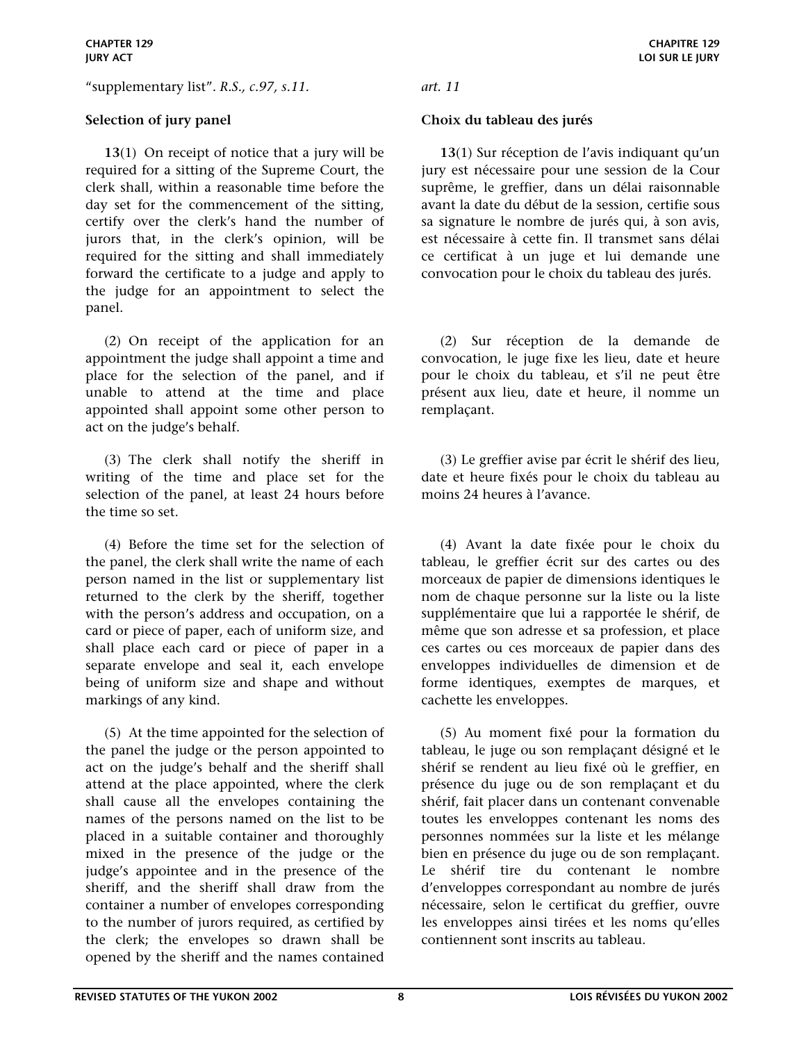"supplementary list". *R.S., c.97, s.11.*

*art. 11*

**Selection of jury panel**

**13**(1) On receipt of notice that a jury will be required for a sitting of the Supreme Court, the clerk shall, within a reasonable time before the day set for the commencement of the sitting, certify over the clerk's hand the number of jurors that, in the clerk's opinion, will be required for the sitting and shall immediately forward the certificate to a judge and apply to the judge for an appointment to select the panel.

(2) On receipt of the application for an appointment the judge shall appoint a time and place for the selection of the panel, and if unable to attend at the time and place appointed shall appoint some other person to act on the judge's behalf.

(3) The clerk shall notify the sheriff in writing of the time and place set for the selection of the panel, at least 24 hours before the time so set.

(4) Before the time set for the selection of the panel, the clerk shall write the name of each person named in the list or supplementary list returned to the clerk by the sheriff, together with the person's address and occupation, on a card or piece of paper, each of uniform size, and shall place each card or piece of paper in a separate envelope and seal it, each envelope being of uniform size and shape and without markings of any kind.

(5) At the time appointed for the selection of the panel the judge or the person appointed to act on the judge's behalf and the sheriff shall attend at the place appointed, where the clerk shall cause all the envelopes containing the names of the persons named on the list to be placed in a suitable container and thoroughly mixed in the presence of the judge or the judge's appointee and in the presence of the sheriff, and the sheriff shall draw from the container a number of envelopes corresponding to the number of jurors required, as certified by the clerk; the envelopes so drawn shall be opened by the sheriff and the names contained

**Choix du tableau des jurés**

**13**(1) Sur réception de l'avis indiquant qu'un jury est nécessaire pour une session de la Cour suprême, le greffier, dans un délai raisonnable avant la date du début de la session, certifie sous sa signature le nombre de jurés qui, à son avis, est nécessaire à cette fin. Il transmet sans délai ce certificat à un juge et lui demande une convocation pour le choix du tableau des jurés.

(2) Sur réception de la demande de convocation, le juge fixe les lieu, date et heure pour le choix du tableau, et s'il ne peut être présent aux lieu, date et heure, il nomme un remplaçant.

(3) Le greffier avise par écrit le shérif des lieu, date et heure fixés pour le choix du tableau au moins 24 heures à l'avance.

(4) Avant la date fixée pour le choix du tableau, le greffier écrit sur des cartes ou des morceaux de papier de dimensions identiques le nom de chaque personne sur la liste ou la liste supplémentaire que lui a rapportée le shérif, de même que son adresse et sa profession, et place ces cartes ou ces morceaux de papier dans des enveloppes individuelles de dimension et de forme identiques, exemptes de marques, et cachette les enveloppes.

(5) Au moment fixé pour la formation du tableau, le juge ou son remplaçant désigné et le shérif se rendent au lieu fixé où le greffier, en présence du juge ou de son remplaçant et du shérif, fait placer dans un contenant convenable toutes les enveloppes contenant les noms des personnes nommées sur la liste et les mélange bien en présence du juge ou de son remplaçant. Le shérif tire du contenant le nombre d'enveloppes correspondant au nombre de jurés nécessaire, selon le certificat du greffier, ouvre les enveloppes ainsi tirées et les noms qu'elles contiennent sont inscrits au tableau.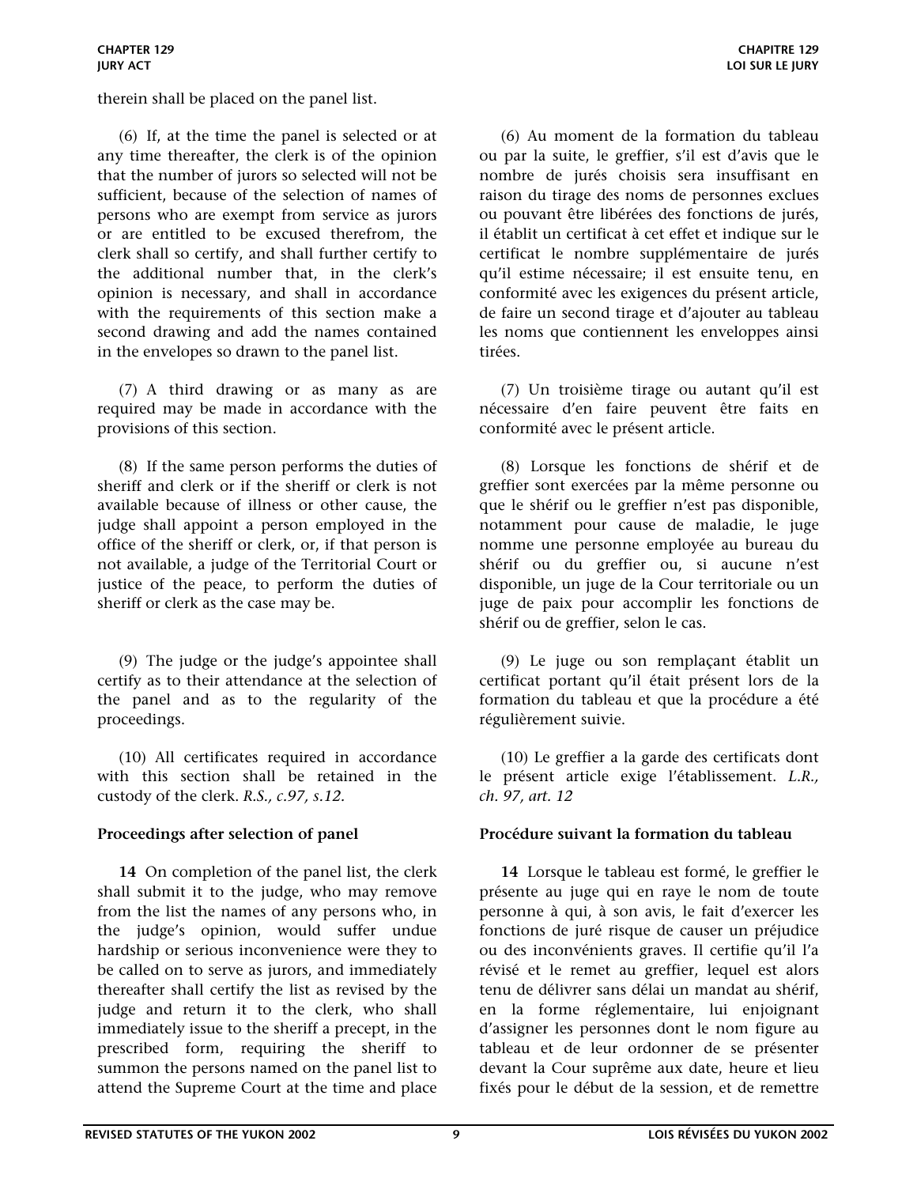therein shall be placed on the panel list.

(6) If, at the time the panel is selected or at any time thereafter, the clerk is of the opinion that the number of jurors so selected will not be sufficient, because of the selection of names of persons who are exempt from service as jurors or are entitled to be excused therefrom, the clerk shall so certify, and shall further certify to the additional number that, in the clerk's opinion is necessary, and shall in accordance with the requirements of this section make a second drawing and add the names contained in the envelopes so drawn to the panel list.

(7) A third drawing or as many as are required may be made in accordance with the provisions of this section.

(8) If the same person performs the duties of sheriff and clerk or if the sheriff or clerk is not available because of illness or other cause, the judge shall appoint a person employed in the office of the sheriff or clerk, or, if that person is not available, a judge of the Territorial Court or justice of the peace, to perform the duties of sheriff or clerk as the case may be.

(9) The judge or the judge's appointee shall certify as to their attendance at the selection of the panel and as to the regularity of the proceedings.

(10) All certificates required in accordance with this section shall be retained in the custody of the clerk. *R.S., c.97, s.12.*

**Proceedings after selection of panel**

**14** On completion of the panel list, the clerk shall submit it to the judge, who may remove from the list the names of any persons who, in the judge's opinion, would suffer undue hardship or serious inconvenience were they to be called on to serve as jurors, and immediately thereafter shall certify the list as revised by the judge and return it to the clerk, who shall immediately issue to the sheriff a precept, in the prescribed form, requiring the sheriff to summon the persons named on the panel list to attend the Supreme Court at the time and place

(6) Au moment de la formation du tableau ou par la suite, le greffier, s'il est d'avis que le nombre de jurés choisis sera insuffisant en raison du tirage des noms de personnes exclues ou pouvant être libérées des fonctions de jurés, il établit un certificat à cet effet et indique sur le certificat le nombre supplémentaire de jurés qu'il estime nécessaire; il est ensuite tenu, en conformité avec les exigences du présent article, de faire un second tirage et d'ajouter au tableau les noms que contiennent les enveloppes ainsi tirées.

(7) Un troisième tirage ou autant qu'il est nécessaire d'en faire peuvent être faits en conformité avec le présent article.

(8) Lorsque les fonctions de shérif et de greffier sont exercées par la même personne ou que le shérif ou le greffier n'est pas disponible, notamment pour cause de maladie, le juge nomme une personne employée au bureau du shérif ou du greffier ou, si aucune n'est disponible, un juge de la Cour territoriale ou un juge de paix pour accomplir les fonctions de shérif ou de greffier, selon le cas.

(9) Le juge ou son remplaçant établit un certificat portant qu'il était présent lors de la formation du tableau et que la procédure a été régulièrement suivie.

(10) Le greffier a la garde des certificats dont le présent article exige l'établissement. *L.R., ch. 97, art. 12*

**Procédure suivant la formation du tableau**

**14** Lorsque le tableau est formé, le greffier le présente au juge qui en raye le nom de toute personne à qui, à son avis, le fait d'exercer les fonctions de juré risque de causer un préjudice ou des inconvénients graves. Il certifie qu'il l'a révisé et le remet au greffier, lequel est alors tenu de délivrer sans délai un mandat au shérif, en la forme réglementaire, lui enjoignant d'assigner les personnes dont le nom figure au tableau et de leur ordonner de se présenter devant la Cour suprême aux date, heure et lieu fixés pour le début de la session, et de remettre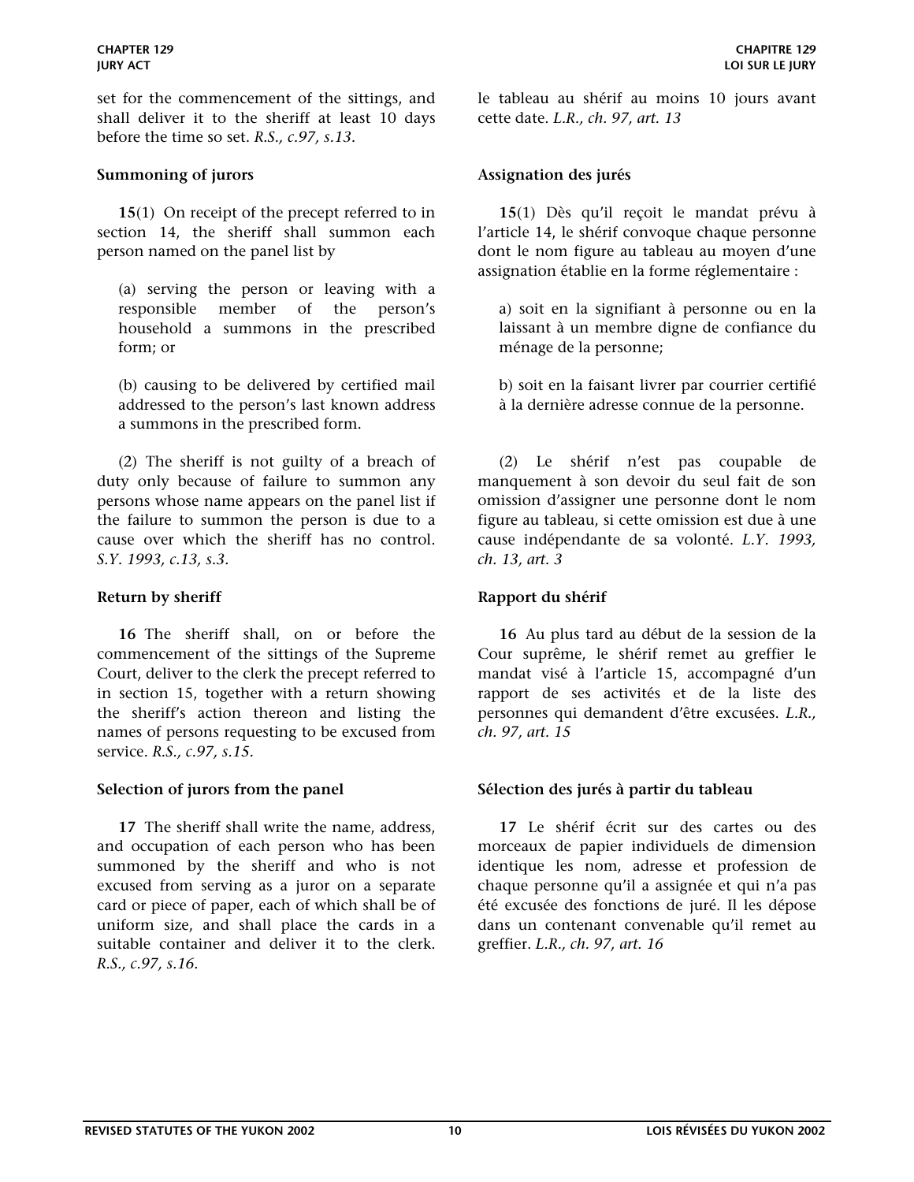set for the commencement of the sittings, and shall deliver it to the sheriff at least 10 days before the time so set. *R.S., c.97, s.13.*

le tableau au shérif au moins 10 jours avant cette date. *L.R., ch. 97, art. 13*

**Summoning of jurors**

**15**(1) On receipt of the precept referred to in section 14, the sheriff shall summon each person named on the panel list by

(a) serving the person or leaving with a responsible member of the person's household a summons in the prescribed form; or

(b) causing to be delivered by certified mail addressed to the person's last known address a summons in the prescribed form.

(2) The sheriff is not guilty of a breach of duty only because of failure to summon any persons whose name appears on the panel list if the failure to summon the person is due to a cause over which the sheriff has no control. *S.Y. 1993, c.13, s.3.*

**Assignation des jurés**

**15**(1) Dès qu'il reçoit le mandat prévu à l'article 14, le shérif convoque chaque personne dont le nom figure au tableau au moyen d'une assignation établie en la forme réglementaire :

a) soit en la signifiant à personne ou en la laissant à un membre digne de confiance du ménage de la personne;

b) soit en la faisant livrer par courrier certifié à la dernière adresse connue de la personne.

(2) Le shérif n'est pas coupable de manquement à son devoir du seul fait de son omission d'assigner une personne dont le nom figure au tableau, si cette omission est due à une cause indépendante de sa volonté. *L.Y. 1993, ch. 13, art. 3*

**Return by sheriff**

**16** The sheriff shall, on or before the commencement of the sittings of the Supreme Court, deliver to the clerk the precept referred to in section 15, together with a return showing the sheriff's action thereon and listing the names of persons requesting to be excused from service. *R.S., c.97, s.15.*

**Rapport du shérif**

**16** Au plus tard au début de la session de la Cour suprême, le shérif remet au greffier le mandat visé à l'article 15, accompagné d'un rapport de ses activités et de la liste des personnes qui demandent d'être excusées. *L.R., ch. 97, art. 15*

**Selection of jurors from the panel**

**17** The sheriff shall write the name, address, and occupation of each person who has been summoned by the sheriff and who is not excused from serving as a juror on a separate card or piece of paper, each of which shall be of uniform size, and shall place the cards in a suitable container and deliver it to the clerk. *R.S., c.97, s.16.*

**Sélection des jurés à partir du tableau**

**17** Le shérif écrit sur des cartes ou des morceaux de papier individuels de dimension identique les nom, adresse et profession de chaque personne qu'il a assignée et qui n'a pas été excusée des fonctions de juré. Il les dépose dans un contenant convenable qu'il remet au greffier. *L.R., ch. 97, art. 16*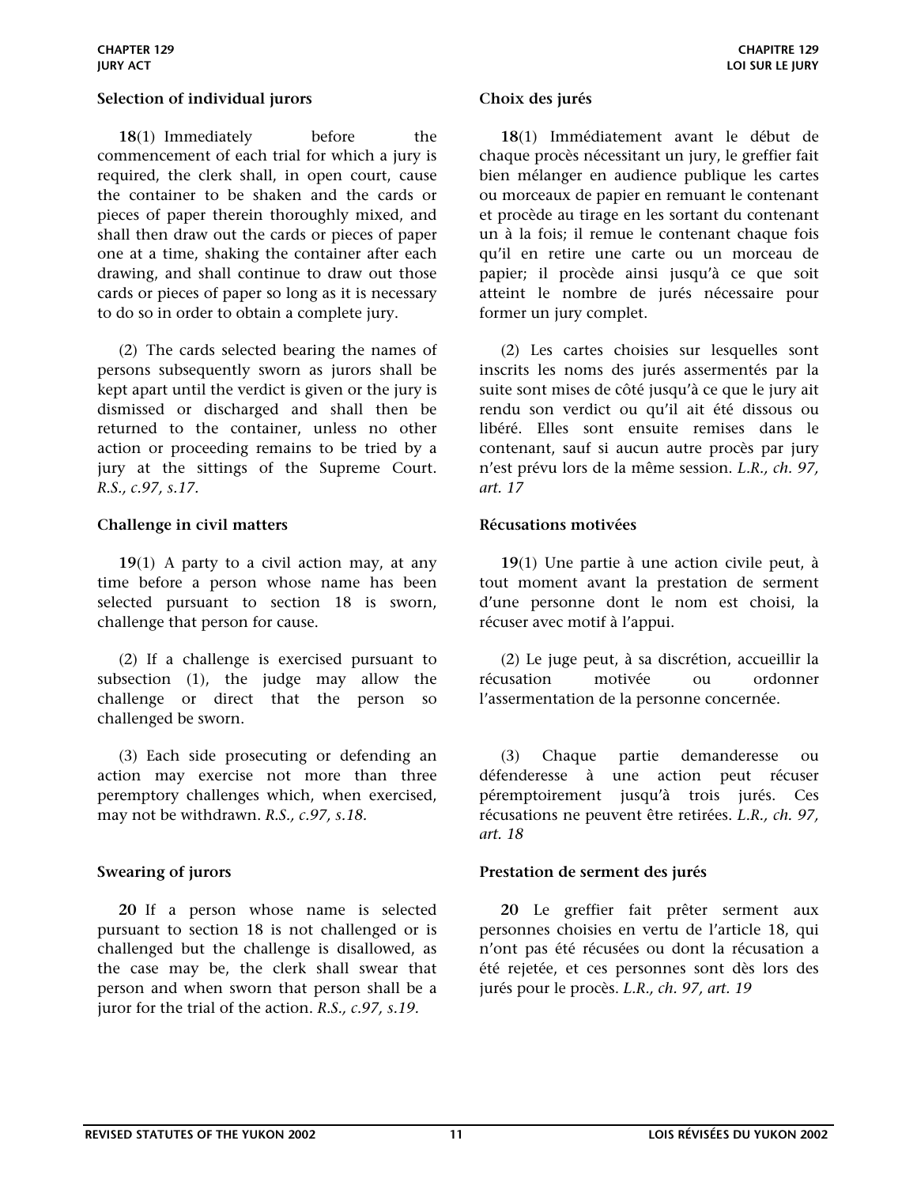### Selection of individual jurors

**18**(1) Immediately before the commencement of each trial for which a jury is required, the clerk shall, in open court, cause the container to be shaken and the cards or pieces of paper therein thoroughly mixed, and shall then draw out the cards or pieces of paper one at a time, shaking the container after each drawing, and shall continue to draw out those cards or pieces of paper so long as it is necessary to do so in order to obtain a complete jury.

(2) The cards selected bearing the names of persons subsequently sworn as jurors shall be kept apart until the verdict is given or the jury is dismissed or discharged and shall then be returned to the container, unless no other action or proceeding remains to be tried by a jury at the sittings of the Supreme Court. *R.S., c.97, s.17.*

### Challenge in civil matters

**19**(1) A party to a civil action may, at any time before a person whose name has been selected pursuant to section 18 is sworn, challenge that person for cause.

(2) If a challenge is exercised pursuant to subsection (1), the judge may allow the challenge or direct that the person so challenged be sworn.

(3) Each side prosecuting or defending an action may exercise not more than three peremptory challenges which, when exercised, may not be withdrawn. *R.S., c.97, s.18.*

### Swearing of jurors

**20** If a person whose name is selected pursuant to section 18 is not challenged or is challenged but the challenge is disallowed, as the case may be, the clerk shall swear that person and when sworn that person shall be a juror for the trial of the action. *R.S., c.97, s.19.*

### Choix des jurés

**18**(1) Immédiatement avant le début de chaque procès nécessitant un jury, le greffier fait bien mélanger en audience publique les cartes ou morceaux de papier en remuant le contenant et procède au tirage en les sortant du contenant un à la fois; il remue le contenant chaque fois qu'il en retire une carte ou un morceau de papier; il procède ainsi jusqu'à ce que soit atteint le nombre de jurés nécessaire pour former un jury complet.

(2) Les cartes choisies sur lesquelles sont inscrits les noms des jurés assermentés par la suite sont mises de côté jusqu'à ce que le jury ait rendu son verdict ou qu'il ait été dissous ou libéré. Elles sont ensuite remises dans le contenant, sauf si aucun autre procès par jury n'est prévu lors de la même session. *L.R., ch. 97, art. 17*

### Récusations motivées

**19**(1) Une partie à une action civile peut, à tout moment avant la prestation de serment d'une personne dont le nom est choisi, la récuser avec motif à l'appui.

(2) Le juge peut, à sa discrétion, accueillir la récusation motivée ou ordonner l'assermentation de la personne concernée.

(3) Chaque partie demanderesse ou défenderesse à une action peut récuser péremptoirement jusqu'à trois jurés. Ces récusations ne peuvent être retirées. *L.R., ch. 97, art. 18*

### Prestation de serment des jurés

**20** Le greffier fait prêter serment aux personnes choisies en vertu de l'article 18, qui n'ont pas été récusées ou dont la récusation a été rejetée, et ces personnes sont dès lors des jurés pour le procès. *L.R., ch. 97, art. 19*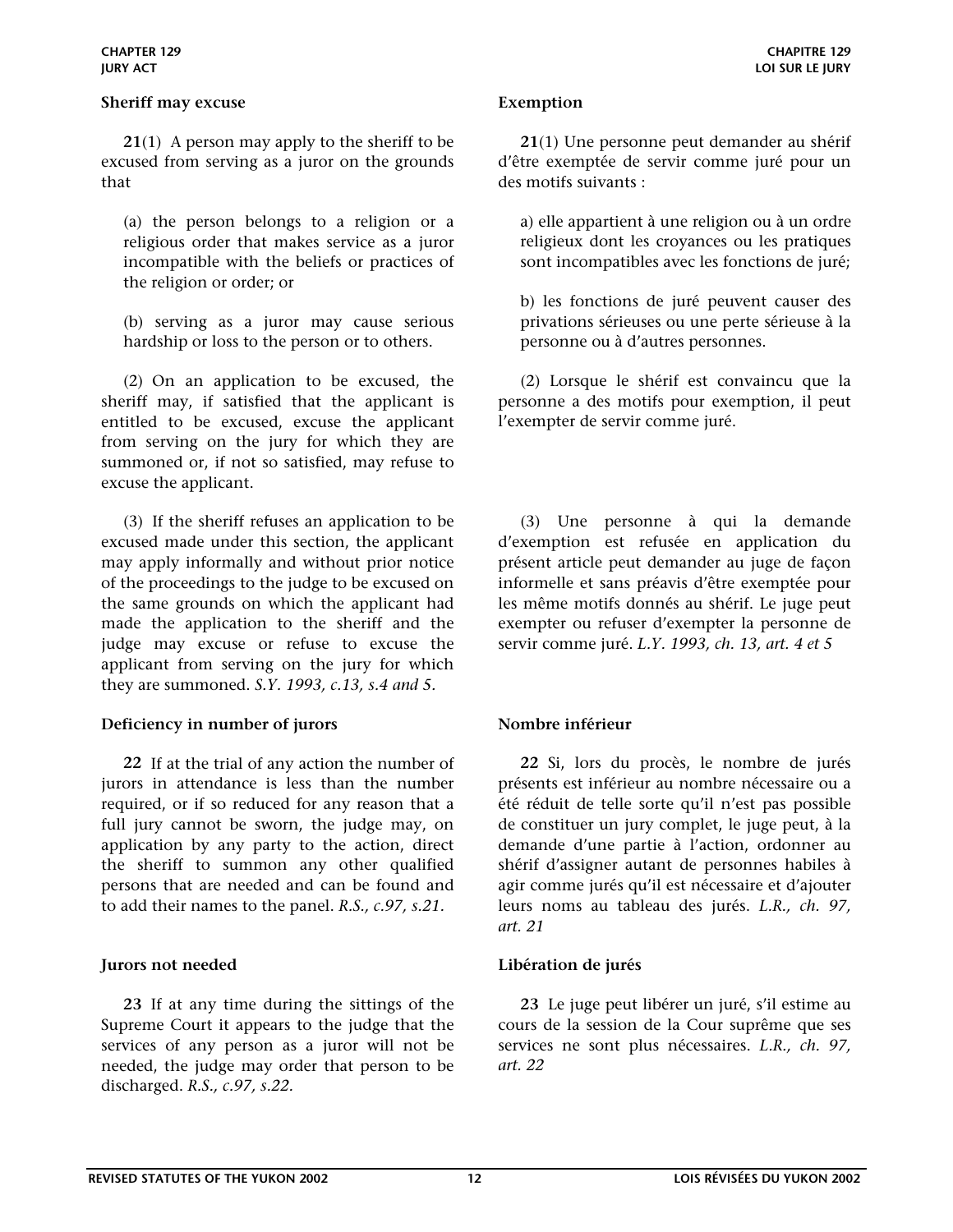**Sheriff may excuse**

**21**(1) A person may apply to the sheriff to be excused from serving as a juror on the grounds that

(a) the person belongs to a religion or a religious order that makes service as a juror incompatible with the beliefs or practices of the religion or order; or

(b) serving as a juror may cause serious hardship or loss to the person or to others.

(2) On an application to be excused, the sheriff may, if satisfied that the applicant is entitled to be excused, excuse the applicant from serving on the jury for which they are summoned or, if not so satisfied, may refuse to excuse the applicant.

(3) If the sheriff refuses an application to be excused made under this section, the applicant may apply informally and without prior notice of the proceedings to the judge to be excused on the same grounds on which the applicant had made the application to the sheriff and the judge may excuse or refuse to excuse the applicant from serving on the jury for which they are summoned. *S.Y. 1993, c.13, s.4 and 5.*

**Deficiency in number of jurors**

**22** If at the trial of any action the number of jurors in attendance is less than the number required, or if so reduced for any reason that a full jury cannot be sworn, the judge may, on application by any party to the action, direct the sheriff to summon any other qualified persons that are needed and can be found and to add their names to the panel. *R.S., c.97, s.21.*

**Jurors not needed**

**23** If at any time during the sittings of the Supreme Court it appears to the judge that the services of any person as a juror will not be needed, the judge may order that person to be discharged. *R.S., c.97, s.22.*

**Exemption**

**21**(1) Une personne peut demander au shérif d'être exemptée de servir comme juré pour un des motifs suivants :

a) elle appartient à une religion ou à un ordre religieux dont les croyances ou les pratiques sont incompatibles avec les fonctions de juré;

b) les fonctions de juré peuvent causer des privations sérieuses ou une perte sérieuse à la personne ou à d'autres personnes.

(2) Lorsque le shérif est convaincu que la personne a des motifs pour exemption, il peut l'exempter de servir comme juré.

(3) Une personne à qui la demande d'exemption est refusée en application du présent article peut demander au juge de façon informelle et sans préavis d'être exemptée pour les même motifs donnés au shérif. Le juge peut exempter ou refuser d'exempter la personne de servir comme juré. *L.Y. 1993, ch. 13, art. 4 et 5*

**Nombre inférieur**

**22** Si, lors du procès, le nombre de jurés présents est inférieur au nombre nécessaire ou a été réduit de telle sorte qu'il n'est pas possible de constituer un jury complet, le juge peut, à la demande d'une partie à l'action, ordonner au shérif d'assigner autant de personnes habiles à agir comme jurés qu'il est nécessaire et d'ajouter leurs noms au tableau des jurés. *L.R., ch. 97, art. 21*

**Libération de jurés**

**23** Le juge peut libérer un juré, s'il estime au cours de la session de la Cour suprême que ses services ne sont plus nécessaires. *L.R., ch. 97, art. 22*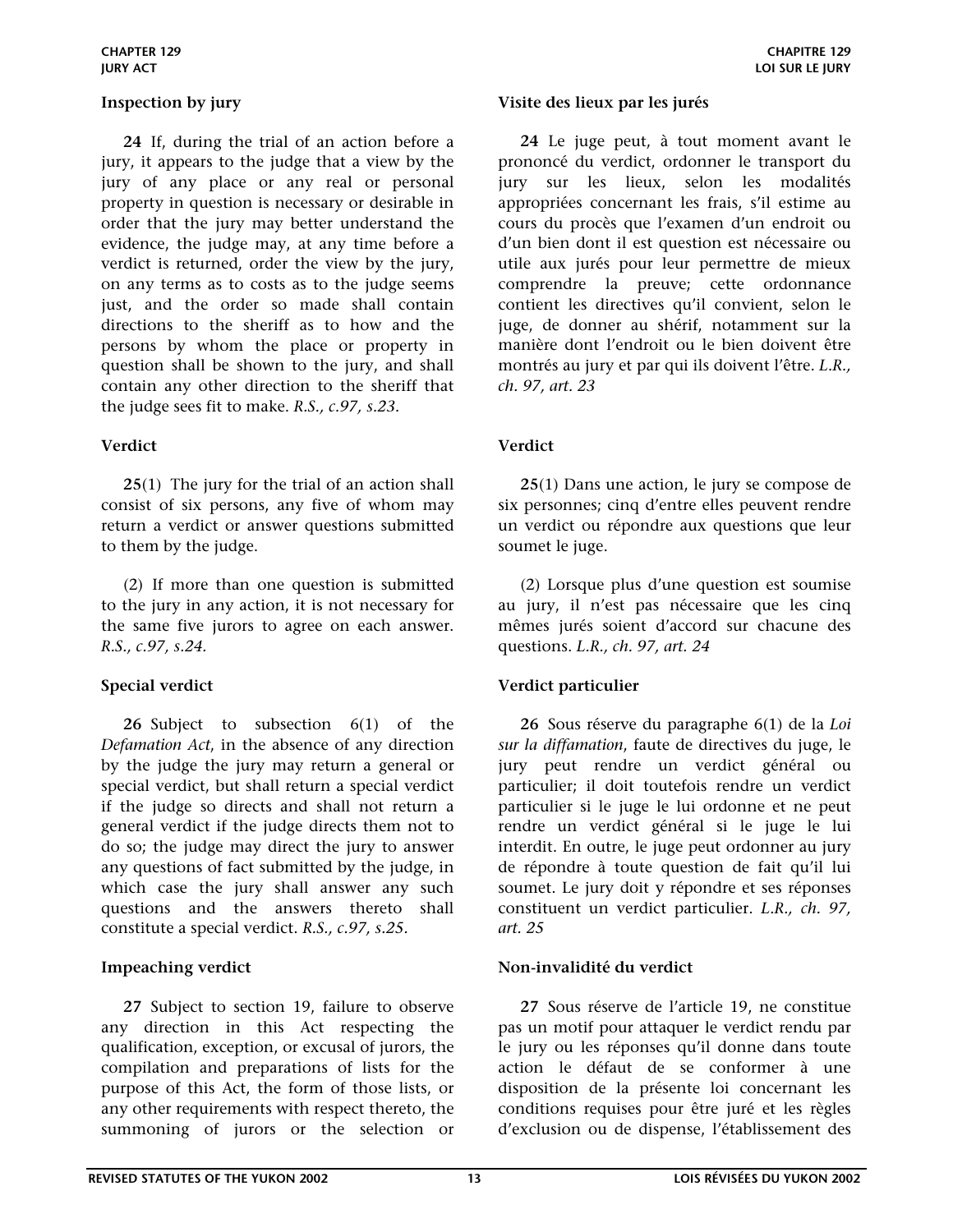### Inspection by jury

**24** If, during the trial of an action before a jury, it appears to the judge that a view by the jury of any place or any real or personal property in question is necessary or desirable in order that the jury may better understand the evidence, the judge may, at any time before a verdict is returned, order the view by the jury, on any terms as to costs as to the judge seems just, and the order so made shall contain directions to the sheriff as to how and the persons by whom the place or property in question shall be shown to the jury, and shall contain any other direction to the sheriff that the judge sees fit to make. *R.S., c.97, s.23.*

### Verdict

**25**(1) The jury for the trial of an action shall consist of six persons, any five of whom may return a verdict or answer questions submitted to them by the judge.

(2) If more than one question is submitted to the jury in any action, it is not necessary for the same five jurors to agree on each answer. *R.S., c.97, s.24.*

### Special verdict

**26** Subject to subsection 6(1) of the *Defamation Act*, in the absence of any direction by the judge the jury may return a general or special verdict, but shall return a special verdict if the judge so directs and shall not return a general verdict if the judge directs them not to do so; the judge may direct the jury to answer any questions of fact submitted by the judge, in which case the jury shall answer any such questions and the answers thereto shall constitute a special verdict. *R.S., c.97, s.25.*

### Impeaching verdict

**27** Subject to section 19, failure to observe any direction in this Act respecting the qualification, exception, or excusal of jurors, the compilation and preparations of lists for the purpose of this Act, the form of those lists, or any other requirements with respect thereto, the summoning of jurors or the selection or

### Visite des lieux par les jurés

**24** Le juge peut, à tout moment avant le prononcé du verdict, ordonner le transport du jury sur les lieux, selon les modalités appropriées concernant les frais, s'il estime au cours du procès que l'examen d'un endroit ou d'un bien dont il est question est nécessaire ou utile aux jurés pour leur permettre de mieux comprendre la preuve; cette ordonnance contient les directives qu'il convient, selon le juge, de donner au shérif, notamment sur la manière dont l'endroit ou le bien doivent être montrés au jury et par qui ils doivent l'être. *L.R., ch. 97, art. 23*

### Verdict

**25**(1) Dans une action, le jury se compose de six personnes; cinq d'entre elles peuvent rendre un verdict ou répondre aux questions que leur soumet le juge.

(2) Lorsque plus d'une question est soumise au jury, il n'est pas nécessaire que les cinq mêmes jurés soient d'accord sur chacune des questions. *L.R., ch. 97, art. 24*

### Verdict particulier

**26** Sous réserve du paragraphe 6(1) de la *Loi sur la diffamation*, faute de directives du juge, le jury peut rendre un verdict général ou particulier; il doit toutefois rendre un verdict particulier si le juge le lui ordonne et ne peut rendre un verdict général si le juge le lui interdit. En outre, le juge peut ordonner au jury de répondre à toute question de fait qu'il lui soumet. Le jury doit y répondre et ses réponses constituent un verdict particulier. *L.R., ch. 97, art. 25*

### Non-invalidité du verdict

**27** Sous réserve de l'article 19, ne constitue pas un motif pour attaquer le verdict rendu par le jury ou les réponses qu'il donne dans toute action le défaut de se conformer à une disposition de la présente loi concernant les conditions requises pour être juré et les règles d'exclusion ou de dispense, l'établissement des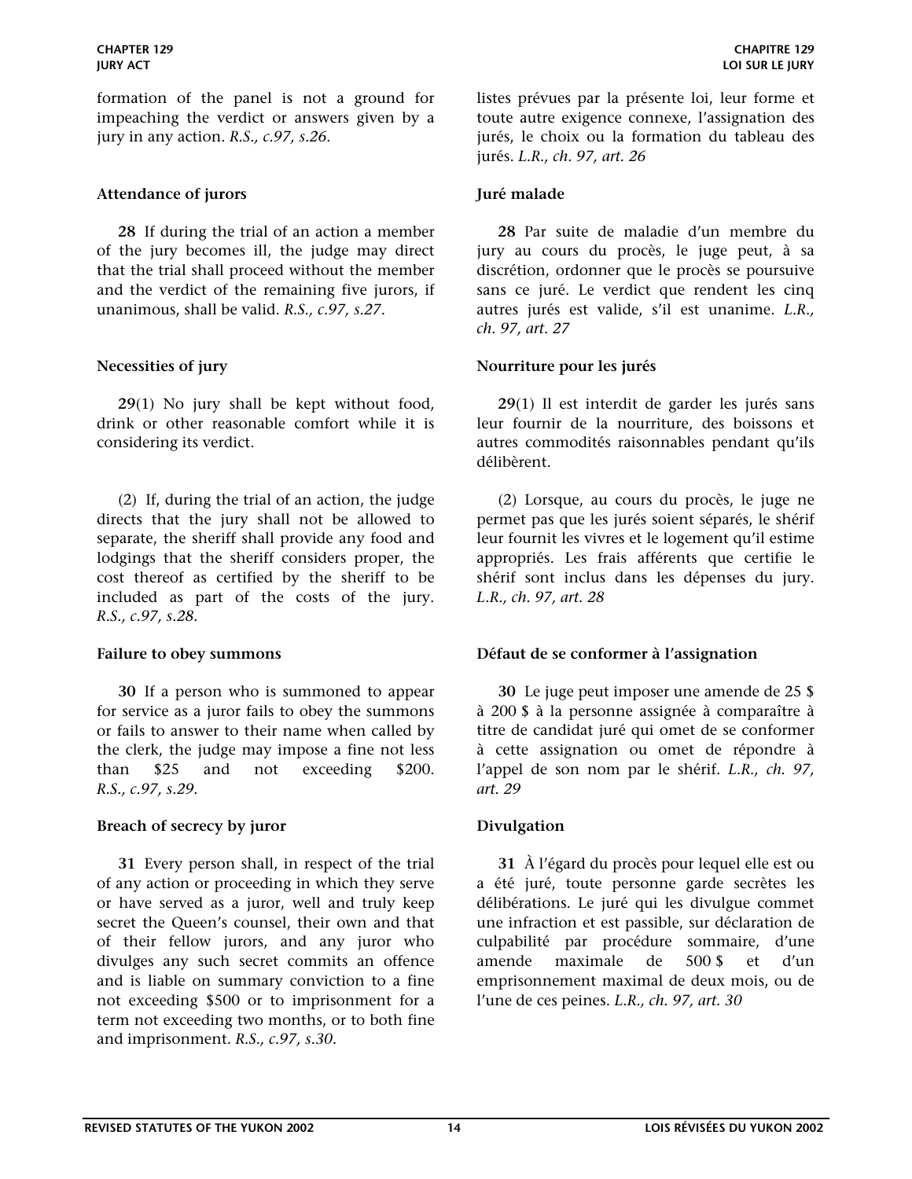formation of the panel is not a ground for impeaching the verdict or answers given by a jury in any action. *R.S., c.97, s.26.*

listes prévues par la présente loi, leur forme et toute autre exigence connexe, l'assignation des jurés, le choix ou la formation du tableau des jurés. *L.R., ch. 97, art. 26*

**Attendance of jurors**

**28** If during the trial of an action a member of the jury becomes ill, the judge may direct that the trial shall proceed without the member and the verdict of the remaining five jurors, if unanimous, shall be valid. *R.S., c.97, s.27.*

**Juré malade**

**28** Par suite de maladie d'un membre du jury au cours du procès, le juge peut, à sa discrétion, ordonner que le procès se poursuive sans ce juré. Le verdict que rendent les cinq autres jurés est valide, s'il est unanime. *L.R., ch. 97, art. 27*

**Necessities of jury**

**29**(1) No jury shall be kept without food, drink or other reasonable comfort while it is considering its verdict.

(2) If, during the trial of an action, the judge directs that the jury shall not be allowed to separate, the sheriff shall provide any food and lodgings that the sheriff considers proper, the cost thereof as certified by the sheriff to be included as part of the costs of the jury. *R.S., c.97, s.28.*

**Nourriture pour les jurés**

**29**(1) Il est interdit de garder les jurés sans leur fournir de la nourriture, des boissons et autres commodités raisonnables pendant qu'ils délibèrent.

(2) Lorsque, au cours du procès, le juge ne permet pas que les jurés soient séparés, le shérif leur fournit les vivres et le logement qu'il estime appropriés. Les frais afférents que certifie le shérif sont inclus dans les dépenses du jury. *L.R., ch. 97, art. 28*

**Failure to obey summons**

**30** If a person who is summoned to appear for service as a juror fails to obey the summons or fails to answer to their name when called by the clerk, the judge may impose a fine not less than $25 and not exceeding $200. *R.S., c.97, s.29.*

**Défaut de se conformer à l'assignation**

**30** Le juge peut imposer une amende de 25 $ à 200 $ à la personne assignée à comparaître à titre de candidat juré qui omet de se conformer à cette assignation ou omet de répondre à l'appel de son nom par le shérif. *L.R., ch. 97, art. 29*

**Breach of secrecy by juror**

**31** Every person shall, in respect of the trial of any action or proceeding in which they serve or have served as a juror, well and truly keep secret the Queen's counsel, their own and that of their fellow jurors, and any juror who divulges any such secret commits an offence and is liable on summary conviction to a fine not exceeding $500 or to imprisonment for a term not exceeding two months, or to both fine and imprisonment. *R.S., c.97, s.30.*

**Divulgation**

**31** À l'égard du procès pour lequel elle est ou a été juré, toute personne garde secrètes les délibérations. Le juré qui les divulgue commet une infraction et est passible, sur déclaration de culpabilité par procédure sommaire, d'une amende maximale de 500 $ et d'un emprisonnement maximal de deux mois, ou de l'une de ces peines. *L.R., ch. 97, art. 30*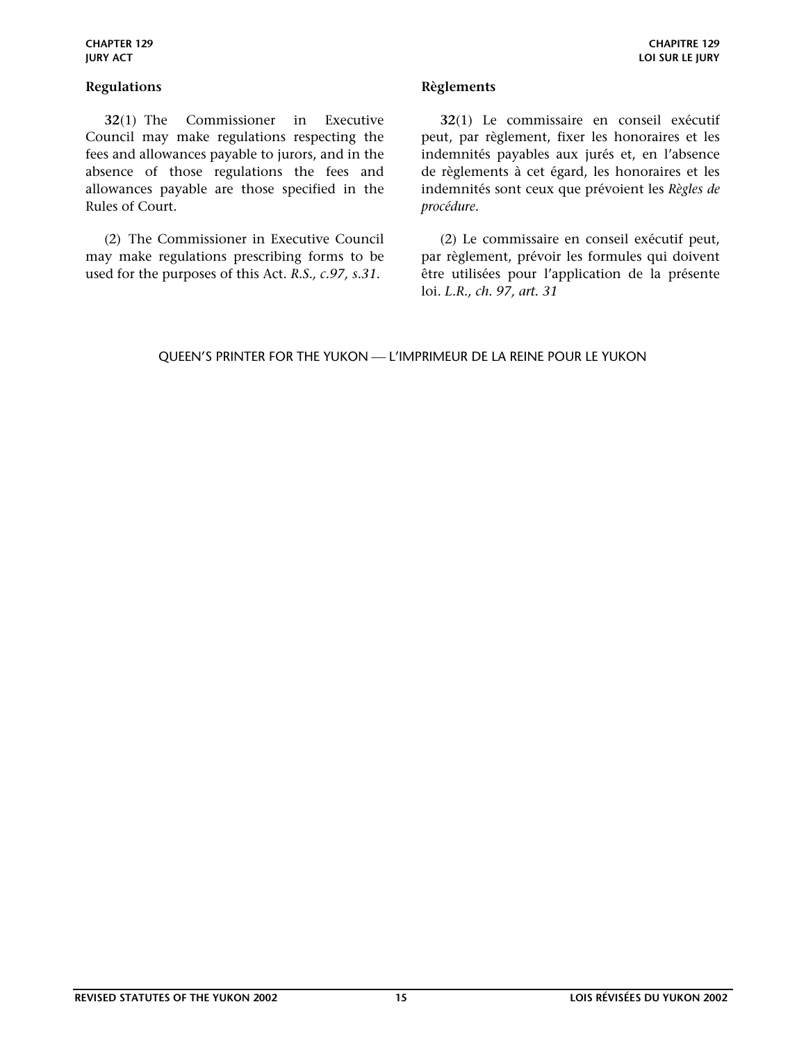**Regulations**

**32**(1) The Commissioner in Executive Council may make regulations respecting the fees and allowances payable to jurors, and in the absence of those regulations the fees and allowances payable are those specified in the Rules of Court.

(2) The Commissioner in Executive Council may make regulations prescribing forms to be used for the purposes of this Act. *R.S., c.97, s.31.*

**Règlements**

**32**(1) Le commissaire en conseil exécutif peut, par règlement, fixer les honoraires et les indemnités payables aux jurés et, en l'absence de règlements à cet égard, les honoraires et les indemnités sont ceux que prévoient les *Règles de procédure*.

(2) Le commissaire en conseil exécutif peut, par règlement, prévoir les formules qui doivent être utilisées pour l'application de la présente loi. *L.R., ch. 97, art. 31*

QUEEN'S PRINTER FOR THE YUKON — L'IMPRIMEUR DE LA REINE POUR LE YUKON